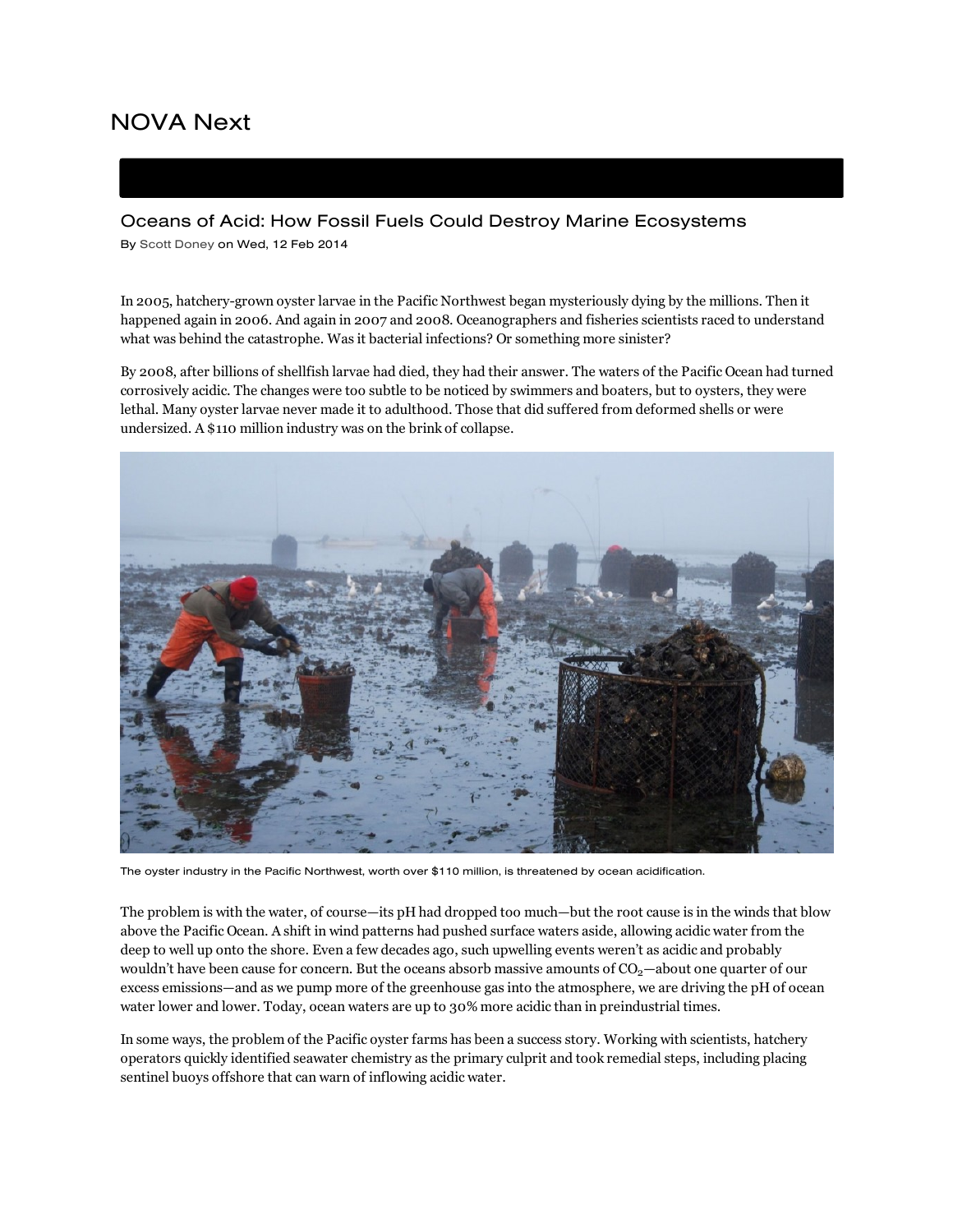NOVA Next

## Oceans of Acid: How Fossil Fuels Could Destroy Marine Ecosystems

By Scott Doney on Wed, 12 Feb 2014

In 2005, hatchery-grown oyster larvae in the Pacific Northwest began mysteriously dying by the millions. Then it happened again in 2006. And again in 2007 and 2008. Oceanographers and fisheries scientists raced to understand what was behind the catastrophe. Was it bacterial infections? Or something more sinister?

By 2008, after billions of shellfish larvae had died, they had their answer. The waters of the Pacific Ocean had turned corrosively acidic. The changes were too subtle to be noticed by swimmers and boaters, but to oysters, they were lethal. Many oyster larvae never made it to adulthood. Those that did suffered from deformed shells or were undersized. A $110 million industry was on the brink of collapse.

The oyster industry in the Pacific Northwest, worth over $110 million, is threatened by ocean acidification.

The problem is with the water, of course—its pH had dropped too much—but the root cause is in the winds that blow above the Pacific Ocean. A shift in wind patterns had pushed surface waters aside, allowing acidic water from the deep to well up onto the shore. Even a few decades ago, such upwelling events weren't as acidic and probably wouldn't have been cause for concern. But the oceans absorb massive amounts of $CO_2$—about one quarter of our excess emissions—and as we pump more of the greenhouse gas into the atmosphere, we are driving the pH of ocean water lower and lower. Today, ocean waters are up to 30% more acidic than in preindustrial times.

In some ways, the problem of the Pacific oyster farms has been a success story. Working with scientists, hatchery operators quickly identified seawater chemistry as the primary culprit and took remedial steps, including placing sentinel buoys offshore that can warn of inflowing acidic water.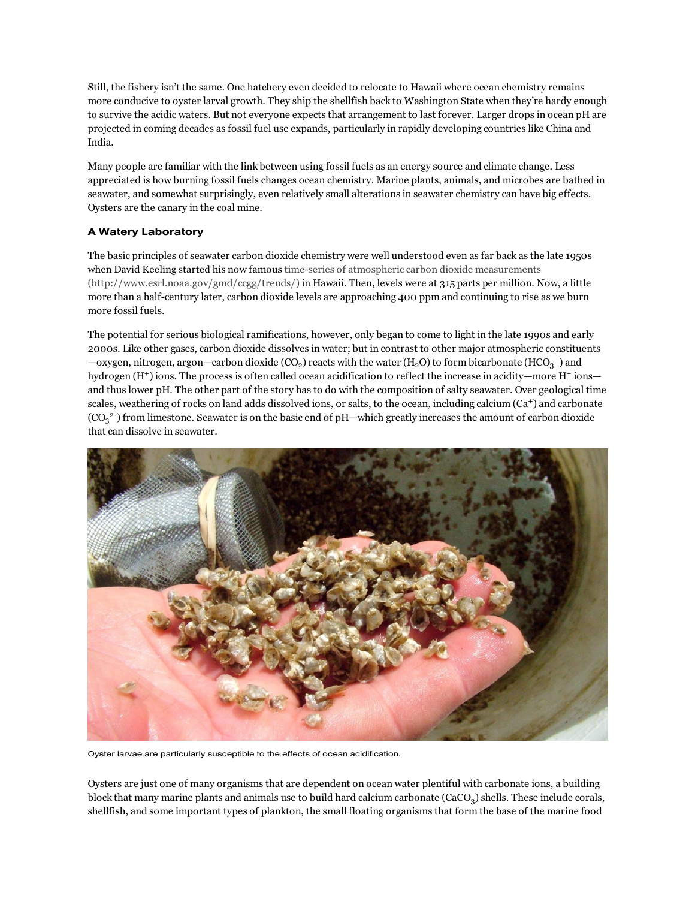Still, the fishery isn't the same. One hatchery even decided to relocate to Hawaii where ocean chemistry remains more conducive to oyster larval growth. They ship the shellfish back to Washington State when they're hardy enough to survive the acidic waters. But not everyone expects that arrangement to last forever. Larger drops in ocean pH are projected in coming decades as fossil fuel use expands, particularly in rapidly developing countries like China and India.

Many people are familiar with the link between using fossil fuels as an energy source and climate change. Less appreciated is how burning fossil fuels changes ocean chemistry. Marine plants, animals, and microbes are bathed in seawater, and somewhat surprisingly, even relatively small alterations in seawater chemistry can have big effects. Oysters are the canary in the coal mine.

### A Watery Laboratory

The basic principles of seawater carbon dioxide chemistry were well understood even as far back as the late 1950s when David Keeling started his now famous time-series of atmospheric carbon dioxide measurements (http://www.esrl.noaa.gov/gmd/ccgg/trends/) in Hawaii. Then, levels were at 315 parts per million. Now, a little more than a half-century later, carbon dioxide levels are approaching 400 ppm and continuing to rise as we burn more fossil fuels.

The potential for serious biological ramifications, however, only began to come to light in the late 1990s and early 2000s. Like other gases, carbon dioxide dissolves in water; but in contrast to other major atmospheric constituents —oxygen, nitrogen, argon—carbon dioxide ($CO_2$) reacts with the water ($H_2O$) to form bicarbonate ($HCO_3^-$) and hydrogen ($H^+$) ions. The process is often called ocean acidification to reflect the increase in acidity—more $H^+$ ions—and thus lower pH. The other part of the story has to do with the composition of salty seawater. Over geological time scales, weathering of rocks on land adds dissolved ions, or salts, to the ocean, including calcium ($Ca^+$) and carbonate ($CO_3^{2-}$) from limestone. Seawater is on the basic end of pH—which greatly increases the amount of carbon dioxide that can dissolve in seawater.

Oyster larvae are particularly susceptible to the effects of ocean acidification.

Oysters are just one of many organisms that are dependent on ocean water plentiful with carbonate ions, a building block that many marine plants and animals use to build hard calcium carbonate ($CaCO_3$) shells. These include corals, shellfish, and some important types of plankton, the small floating organisms that form the base of the marine food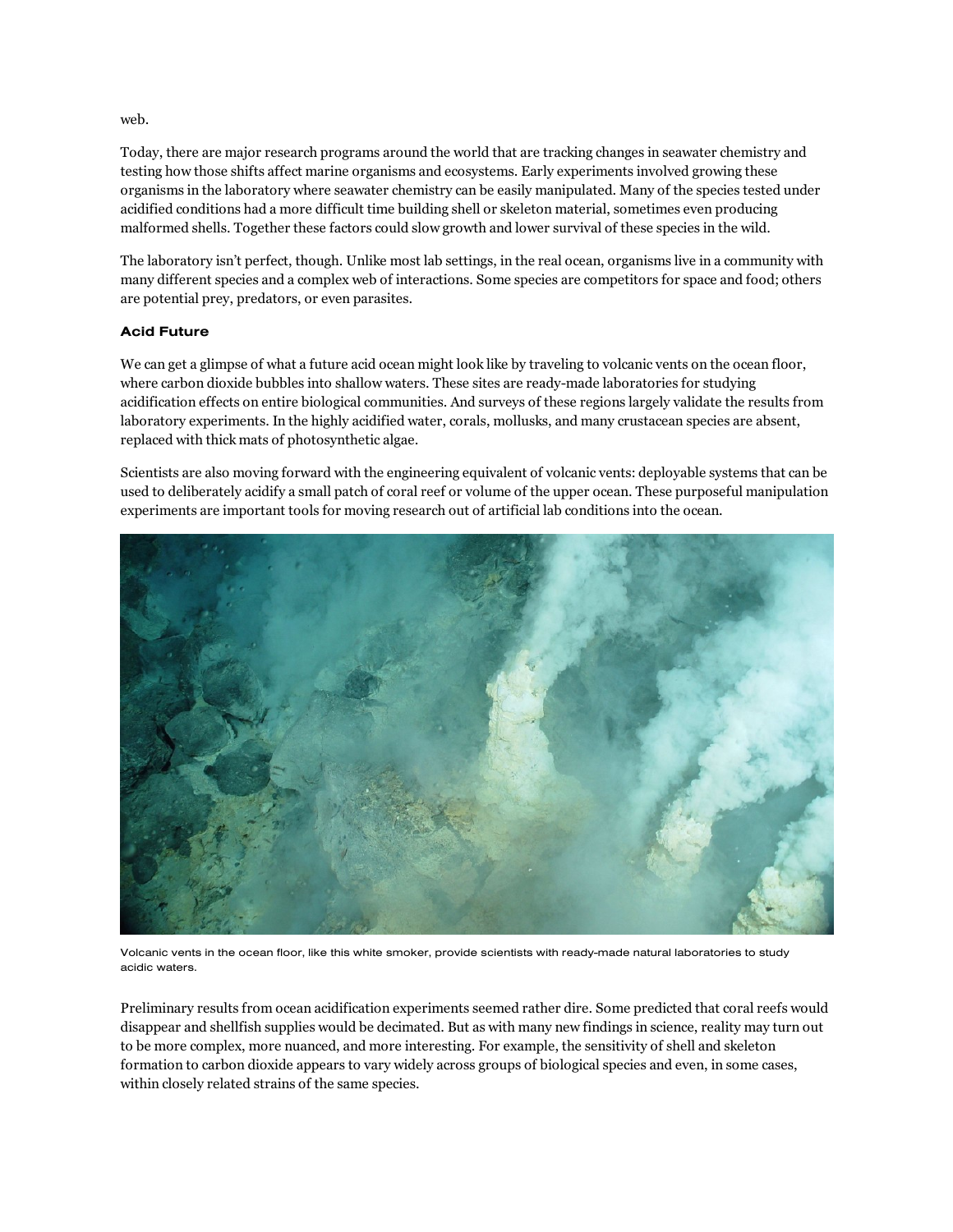web.

Today, there are major research programs around the world that are tracking changes in seawater chemistry and testing how those shifts affect marine organisms and ecosystems. Early experiments involved growing these organisms in the laboratory where seawater chemistry can be easily manipulated. Many of the species tested under acidified conditions had a more difficult time building shell or skeleton material, sometimes even producing malformed shells. Together these factors could slow growth and lower survival of these species in the wild.

The laboratory isn't perfect, though. Unlike most lab settings, in the real ocean, organisms live in a community with many different species and a complex web of interactions. Some species are competitors for space and food; others are potential prey, predators, or even parasites.

### Acid Future

We can get a glimpse of what a future acid ocean might look like by traveling to volcanic vents on the ocean floor, where carbon dioxide bubbles into shallow waters. These sites are ready-made laboratories for studying acidification effects on entire biological communities. And surveys of these regions largely validate the results from laboratory experiments. In the highly acidified water, corals, mollusks, and many crustacean species are absent, replaced with thick mats of photosynthetic algae.

Scientists are also moving forward with the engineering equivalent of volcanic vents: deployable systems that can be used to deliberately acidify a small patch of coral reef or volume of the upper ocean. These purposeful manipulation experiments are important tools for moving research out of artificial lab conditions into the ocean.

Volcanic vents in the ocean floor, like this white smoker, provide scientists with ready-made natural laboratories to study acidic waters.

Preliminary results from ocean acidification experiments seemed rather dire. Some predicted that coral reefs would disappear and shellfish supplies would be decimated. But as with many new findings in science, reality may turn out to be more complex, more nuanced, and more interesting. For example, the sensitivity of shell and skeleton formation to carbon dioxide appears to vary widely across groups of biological species and even, in some cases, within closely related strains of the same species.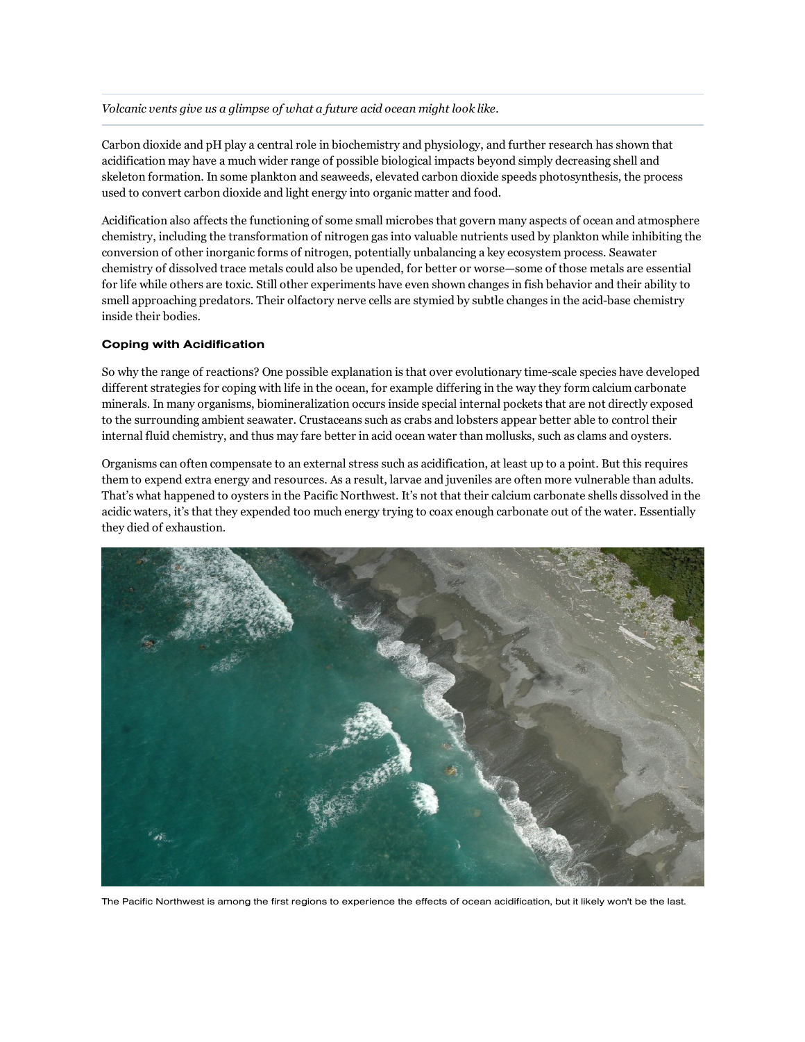*Volcanic vents give us a glimpse of what a future acid ocean might look like.*

Carbon dioxide and pH play a central role in biochemistry and physiology, and further research has shown that acidification may have a much wider range of possible biological impacts beyond simply decreasing shell and skeleton formation. In some plankton and seaweeds, elevated carbon dioxide speeds photosynthesis, the process used to convert carbon dioxide and light energy into organic matter and food.

Acidification also affects the functioning of some small microbes that govern many aspects of ocean and atmosphere chemistry, including the transformation of nitrogen gas into valuable nutrients used by plankton while inhibiting the conversion of other inorganic forms of nitrogen, potentially unbalancing a key ecosystem process. Seawater chemistry of dissolved trace metals could also be upended, for better or worse—some of those metals are essential for life while others are toxic. Still other experiments have even shown changes in fish behavior and their ability to smell approaching predators. Their olfactory nerve cells are stymied by subtle changes in the acid-base chemistry inside their bodies.

**Coping with Acidification**

So why the range of reactions? One possible explanation is that over evolutionary time-scale species have developed different strategies for coping with life in the ocean, for example differing in the way they form calcium carbonate minerals. In many organisms, biomineralization occurs inside special internal pockets that are not directly exposed to the surrounding ambient seawater. Crustaceans such as crabs and lobsters appear better able to control their internal fluid chemistry, and thus may fare better in acid ocean water than mollusks, such as clams and oysters.

Organisms can often compensate to an external stress such as acidification, at least up to a point. But this requires them to expend extra energy and resources. As a result, larvae and juveniles are often more vulnerable than adults. That's what happened to oysters in the Pacific Northwest. It's not that their calcium carbonate shells dissolved in the acidic waters, it's that they expended too much energy trying to coax enough carbonate out of the water. Essentially they died of exhaustion.

The Pacific Northwest is among the first regions to experience the effects of ocean acidification, but it likely won't be the last.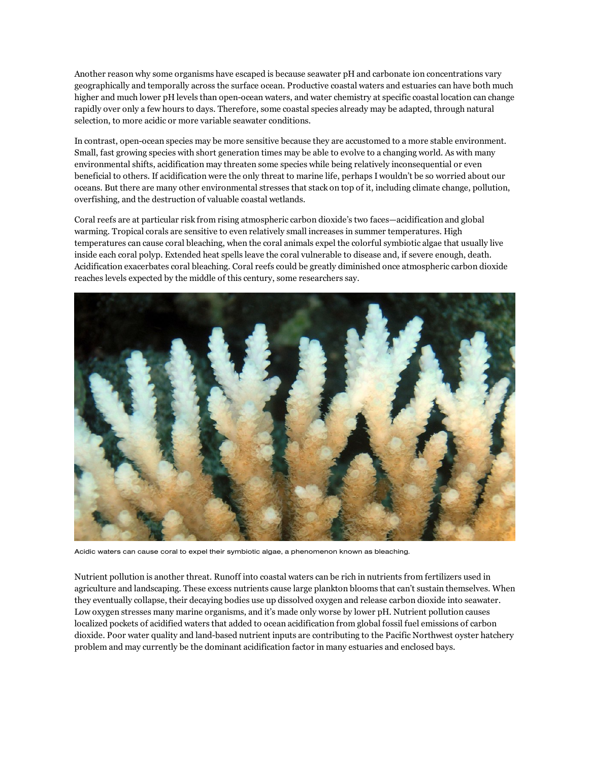Another reason why some organisms have escaped is because seawater pH and carbonate ion concentrations vary geographically and temporally across the surface ocean. Productive coastal waters and estuaries can have both much higher and much lower pH levels than open-ocean waters, and water chemistry at specific coastal location can change rapidly over only a few hours to days. Therefore, some coastal species already may be adapted, through natural selection, to more acidic or more variable seawater conditions.

In contrast, open-ocean species may be more sensitive because they are accustomed to a more stable environment. Small, fast growing species with short generation times may be able to evolve to a changing world. As with many environmental shifts, acidification may threaten some species while being relatively inconsequential or even beneficial to others. If acidification were the only threat to marine life, perhaps I wouldn't be so worried about our oceans. But there are many other environmental stresses that stack on top of it, including climate change, pollution, overfishing, and the destruction of valuable coastal wetlands.

Coral reefs are at particular risk from rising atmospheric carbon dioxide's two faces—acidification and global warming. Tropical corals are sensitive to even relatively small increases in summer temperatures. High temperatures can cause coral bleaching, when the coral animals expel the colorful symbiotic algae that usually live inside each coral polyp. Extended heat spells leave the coral vulnerable to disease and, if severe enough, death. Acidification exacerbates coral bleaching. Coral reefs could be greatly diminished once atmospheric carbon dioxide reaches levels expected by the middle of this century, some researchers say.

Acidic waters can cause coral to expel their symbiotic algae, a phenomenon known as bleaching.

Nutrient pollution is another threat. Runoff into coastal waters can be rich in nutrients from fertilizers used in agriculture and landscaping. These excess nutrients cause large plankton blooms that can't sustain themselves. When they eventually collapse, their decaying bodies use up dissolved oxygen and release carbon dioxide into seawater. Low oxygen stresses many marine organisms, and it's made only worse by lower pH. Nutrient pollution causes localized pockets of acidified waters that added to ocean acidification from global fossil fuel emissions of carbon dioxide. Poor water quality and land-based nutrient inputs are contributing to the Pacific Northwest oyster hatchery problem and may currently be the dominant acidification factor in many estuaries and enclosed bays.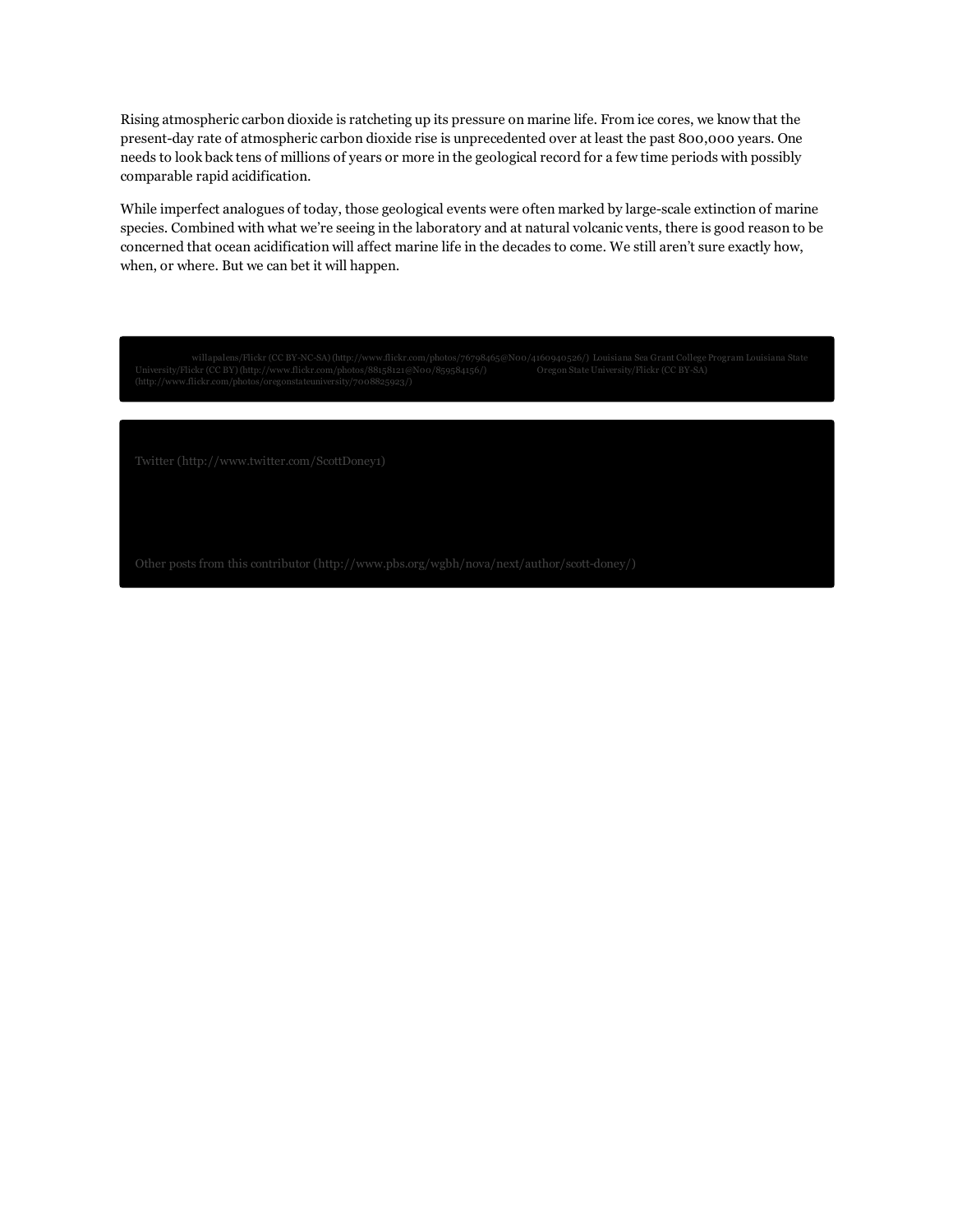Rising atmospheric carbon dioxide is ratcheting up its pressure on marine life. From ice cores, we know that the present-day rate of atmospheric carbon dioxide rise is unprecedented over at least the past 800,000 years. One needs to look back tens of millions of years or more in the geological record for a few time periods with possibly comparable rapid acidification.

While imperfect analogues of today, those geological events were often marked by large-scale extinction of marine species. Combined with what we're seeing in the laboratory and at natural volcanic vents, there is good reason to be concerned that ocean acidification will affect marine life in the decades to come. We still aren't sure exactly how, when, or where. But we can bet it will happen.

willapalens/Flickr (CC BY-NC-SA) (http://www.flickr.com/photos/76798465@N00/4160940526/) Louisiana Sea Grant College Program Louisiana State University/Flickr (CC BY) (http://www.flickr.com/photos/88158121@N00/859584156/) Oregon State University/Flickr (CC BY-SA) (http://www.flickr.com/photos/oregonstateuniversity/7008825923/)

Twitter (http://www.twitter.com/ScottDoney1)

Other posts from this contributor (http://www.pbs.org/wgbh/nova/next/author/scott-doney/)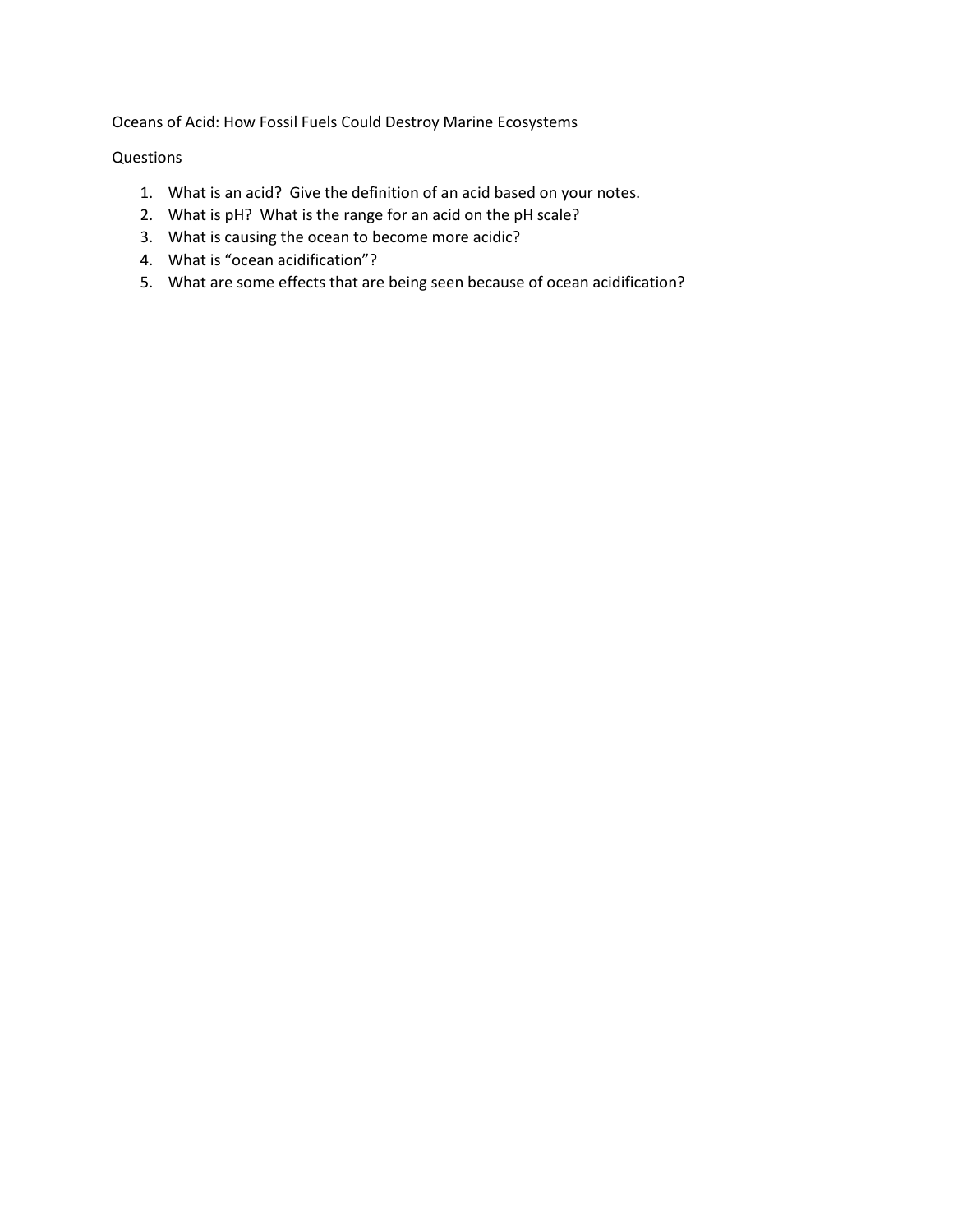Oceans of Acid: How Fossil Fuels Could Destroy Marine Ecosystems

Questions

1. What is an acid? Give the definition of an acid based on your notes.
2. What is pH? What is the range for an acid on the pH scale?
3. What is causing the ocean to become more acidic?
4. What is "ocean acidification"?
5. What are some effects that are being seen because of ocean acidification?